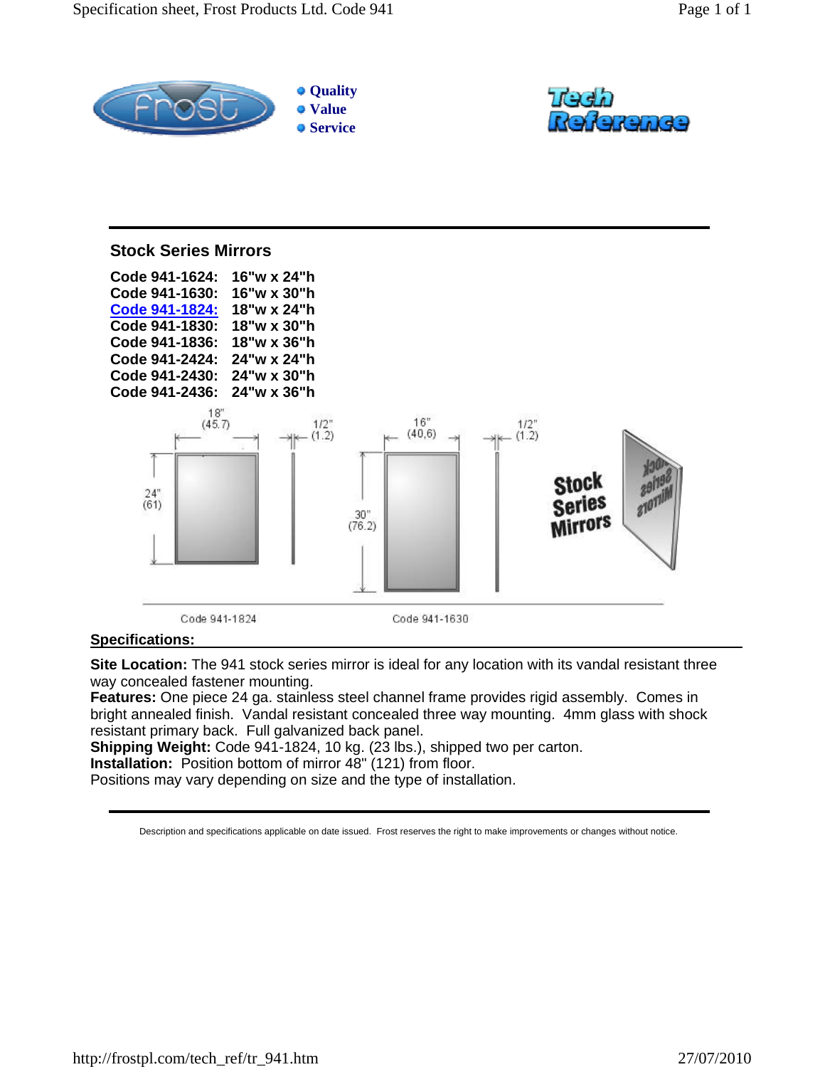## Stock Series Mirrors

**Code 941-1624: 16"w x 24"h**
**Code 941-1630: 16"w x 30"h**
**Code 941-1824: 18"w x 24"h**
**Code 941-1830: 18"w x 30"h**
**Code 941-1836: 18"w x 36"h**
**Code 941-2424: 24"w x 24"h**
**Code 941-2430: 24"w x 30"h**
**Code 941-2436: 24"w x 36"h**

Code 941-1824    Code 941-1630

**Specifications:**

**Site Location:** The 941 stock series mirror is ideal for any location with its vandal resistant three way concealed fastener mounting.
**Features:** One piece 24 ga. stainless steel channel frame provides rigid assembly. Comes in bright annealed finish. Vandal resistant concealed three way mounting. 4mm glass with shock resistant primary back. Full galvanized back panel.
**Shipping Weight:** Code 941-1824, 10 kg. (23 lbs.), shipped two per carton.
**Installation:** Position bottom of mirror 48" (121) from floor.
Positions may vary depending on size and the type of installation.

Description and specifications applicable on date issued. Frost reserves the right to make improvements or changes without notice.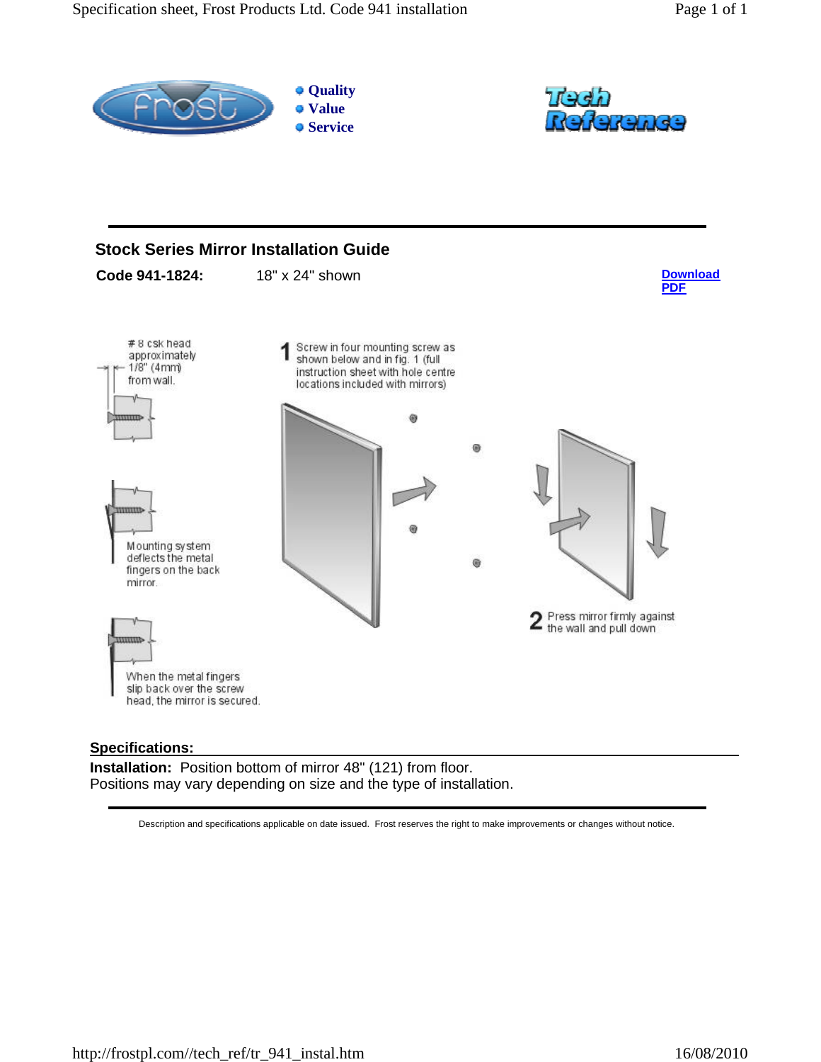Quality
Value
Service

Tech Reference

## Stock Series Mirror Installation Guide

**Code 941-1824:** 18" x 24" shown

[Download PDF]

# 8 csk head approximately 1/8" (4mm) from wall.

Mounting system deflects the metal fingers on the back mirror.

When the metal fingers slip back over the screw head, the mirror is secured.

1 Screw in four mounting screw as shown below and in fig. 1 (full instruction sheet with hole centre locations included with mirrors)

2 Press mirror firmly against the wall and pull down

**Specifications:**

**Installation:** Position bottom of mirror 48" (121) from floor.
Positions may vary depending on size and the type of installation.

Description and specifications applicable on date issued. Frost reserves the right to make improvements or changes without notice.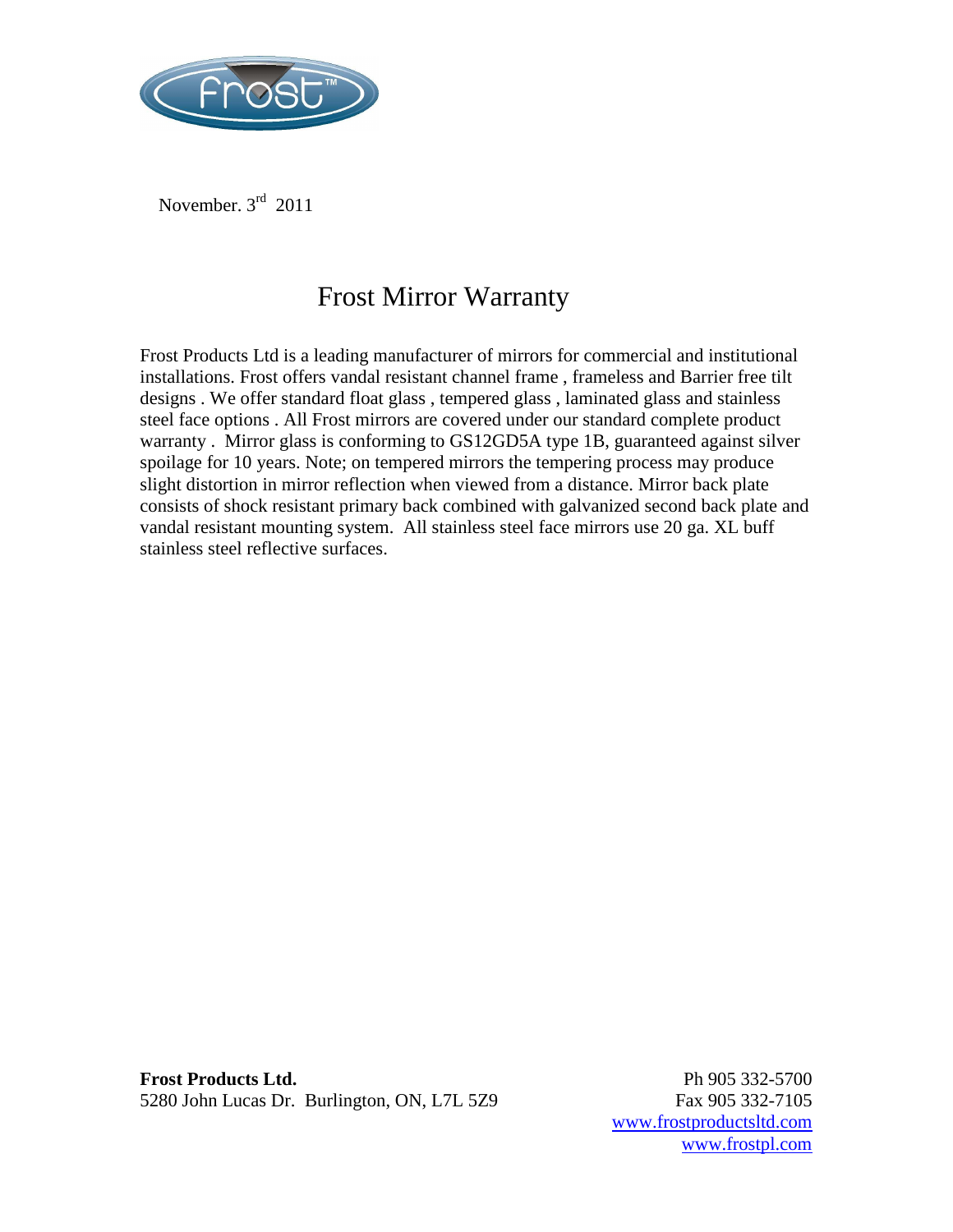November. 3rd 2011

# Frost Mirror Warranty

Frost Products Ltd is a leading manufacturer of mirrors for commercial and institutional installations. Frost offers vandal resistant channel frame , frameless and Barrier free tilt designs . We offer standard float glass , tempered glass , laminated glass and stainless steel face options . All Frost mirrors are covered under our standard complete product warranty . Mirror glass is conforming to GS12GD5A type 1B, guaranteed against silver spoilage for 10 years. Note; on tempered mirrors the tempering process may produce slight distortion in mirror reflection when viewed from a distance. Mirror back plate consists of shock resistant primary back combined with galvanized second back plate and vandal resistant mounting system. All stainless steel face mirrors use 20 ga. XL buff stainless steel reflective surfaces.

**Frost Products Ltd.**
5280 John Lucas Dr. Burlington, ON, L7L 5Z9

Ph 905 332-5700
Fax 905 332-7105
www.frostproductsltd.com
www.frostpl.com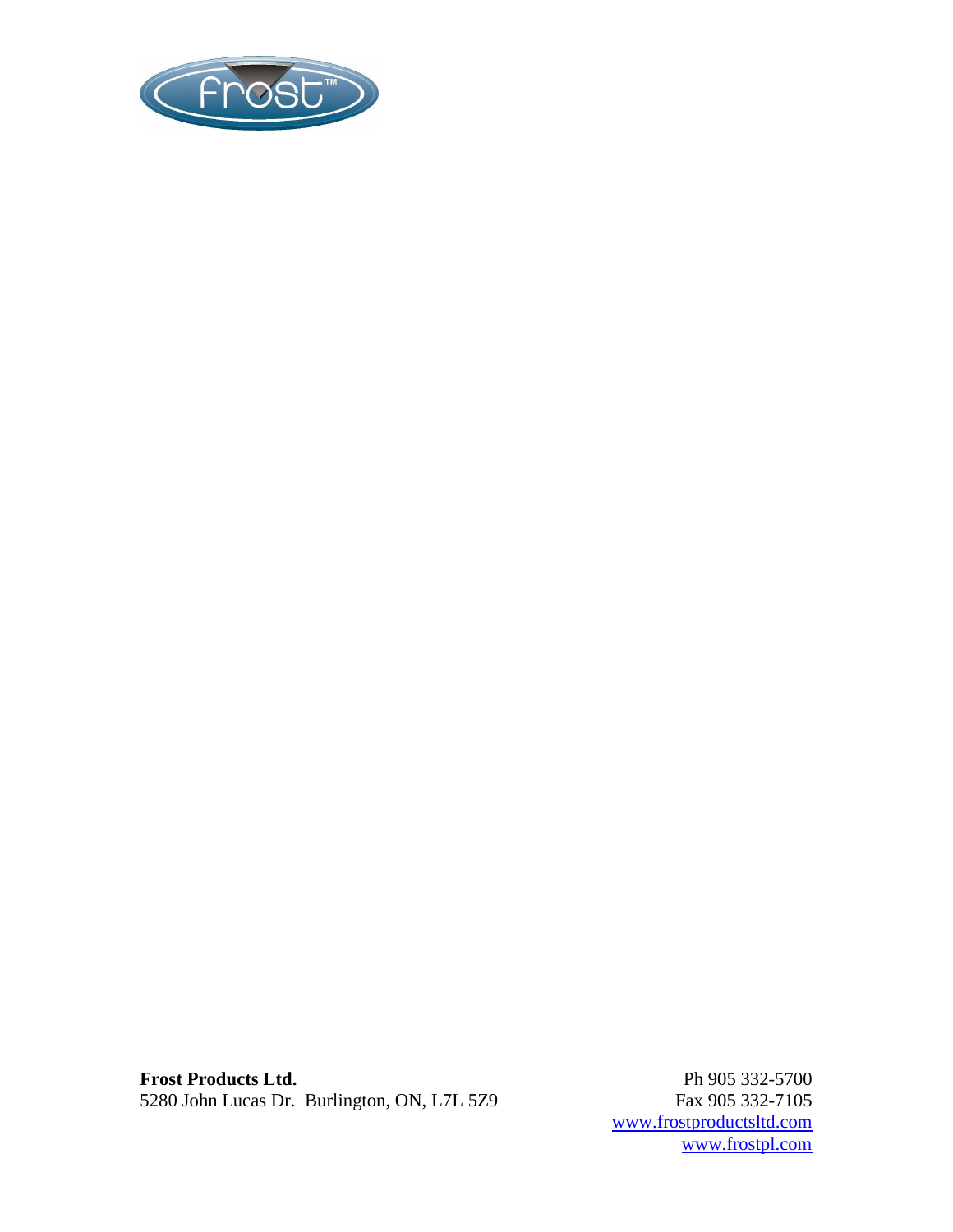**Frost Products Ltd.**
5280 John Lucas Dr. Burlington, ON, L7L 5Z9

Ph 905 332-5700
Fax 905 332-7105
www.frostproductsltd.com
www.frostpl.com